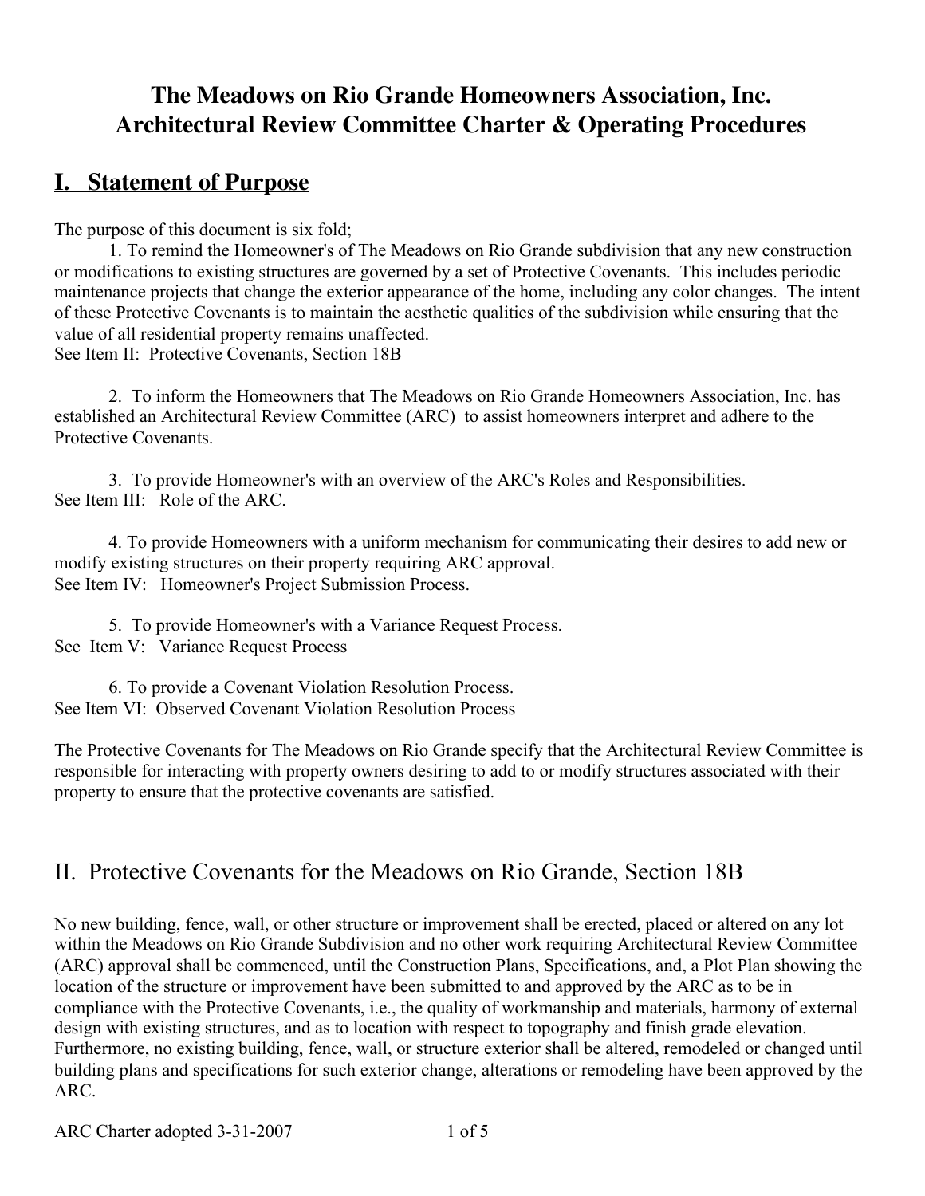# The Meadows on Rio Grande Homeowners Association, Inc.
# Architectural Review Committee Charter & Operating Procedures

## I. Statement of Purpose

The purpose of this document is six fold;

1. To remind the Homeowner's of The Meadows on Rio Grande subdivision that any new construction or modifications to existing structures are governed by a set of Protective Covenants. This includes periodic maintenance projects that change the exterior appearance of the home, including any color changes. The intent of these Protective Covenants is to maintain the aesthetic qualities of the subdivision while ensuring that the value of all residential property remains unaffected.
See Item II: Protective Covenants, Section 18B

2. To inform the Homeowners that The Meadows on Rio Grande Homeowners Association, Inc. has established an Architectural Review Committee (ARC) to assist homeowners interpret and adhere to the Protective Covenants.

3. To provide Homeowner's with an overview of the ARC's Roles and Responsibilities.
See Item III: Role of the ARC.

4. To provide Homeowners with a uniform mechanism for communicating their desires to add new or modify existing structures on their property requiring ARC approval.
See Item IV: Homeowner's Project Submission Process.

5. To provide Homeowner's with a Variance Request Process.
See Item V: Variance Request Process

6. To provide a Covenant Violation Resolution Process.
See Item VI: Observed Covenant Violation Resolution Process

The Protective Covenants for The Meadows on Rio Grande specify that the Architectural Review Committee is responsible for interacting with property owners desiring to add to or modify structures associated with their property to ensure that the protective covenants are satisfied.

## II. Protective Covenants for the Meadows on Rio Grande, Section 18B

No new building, fence, wall, or other structure or improvement shall be erected, placed or altered on any lot within the Meadows on Rio Grande Subdivision and no other work requiring Architectural Review Committee (ARC) approval shall be commenced, until the Construction Plans, Specifications, and, a Plot Plan showing the location of the structure or improvement have been submitted to and approved by the ARC as to be in compliance with the Protective Covenants, i.e., the quality of workmanship and materials, harmony of external design with existing structures, and as to location with respect to topography and finish grade elevation. Furthermore, no existing building, fence, wall, or structure exterior shall be altered, remodeled or changed until building plans and specifications for such exterior change, alterations or remodeling have been approved by the ARC.

ARC Charter adopted 3-31-2007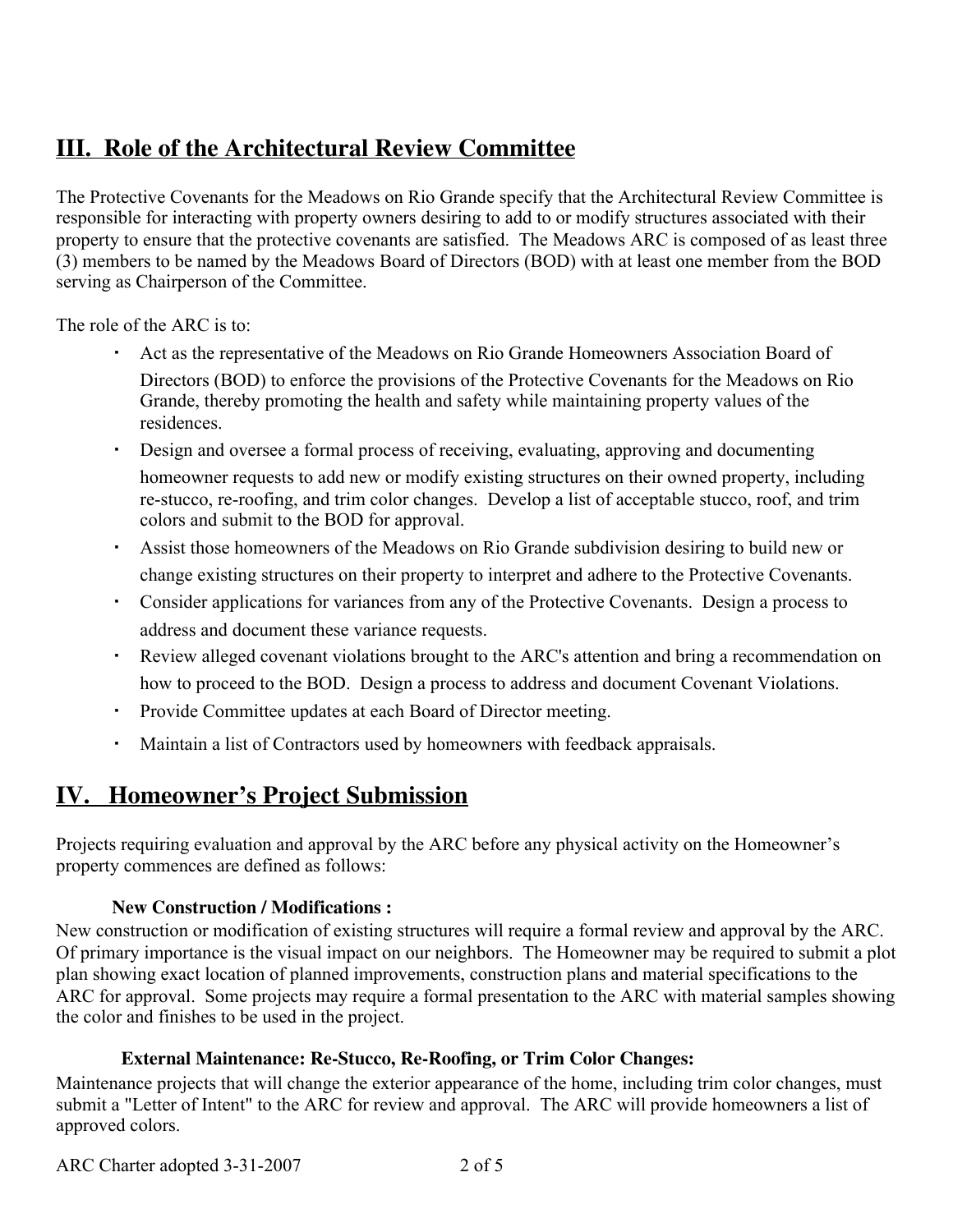## III. Role of the Architectural Review Committee

The Protective Covenants for the Meadows on Rio Grande specify that the Architectural Review Committee is responsible for interacting with property owners desiring to add to or modify structures associated with their property to ensure that the protective covenants are satisfied. The Meadows ARC is composed of as least three (3) members to be named by the Meadows Board of Directors (BOD) with at least one member from the BOD serving as Chairperson of the Committee.

The role of the ARC is to:

- Act as the representative of the Meadows on Rio Grande Homeowners Association Board of Directors (BOD) to enforce the provisions of the Protective Covenants for the Meadows on Rio Grande, thereby promoting the health and safety while maintaining property values of the residences.
- Design and oversee a formal process of receiving, evaluating, approving and documenting homeowner requests to add new or modify existing structures on their owned property, including re-stucco, re-roofing, and trim color changes. Develop a list of acceptable stucco, roof, and trim colors and submit to the BOD for approval.
- Assist those homeowners of the Meadows on Rio Grande subdivision desiring to build new or change existing structures on their property to interpret and adhere to the Protective Covenants.
- Consider applications for variances from any of the Protective Covenants. Design a process to address and document these variance requests.
- Review alleged covenant violations brought to the ARC's attention and bring a recommendation on how to proceed to the BOD. Design a process to address and document Covenant Violations.
- Provide Committee updates at each Board of Director meeting.
- Maintain a list of Contractors used by homeowners with feedback appraisals.

## IV. Homeowner's Project Submission

Projects requiring evaluation and approval by the ARC before any physical activity on the Homeowner's property commences are defined as follows:

**New Construction / Modifications :**

New construction or modification of existing structures will require a formal review and approval by the ARC. Of primary importance is the visual impact on our neighbors. The Homeowner may be required to submit a plot plan showing exact location of planned improvements, construction plans and material specifications to the ARC for approval. Some projects may require a formal presentation to the ARC with material samples showing the color and finishes to be used in the project.

**External Maintenance: Re-Stucco, Re-Roofing, or Trim Color Changes:**

Maintenance projects that will change the exterior appearance of the home, including trim color changes, must submit a "Letter of Intent" to the ARC for review and approval. The ARC will provide homeowners a list of approved colors.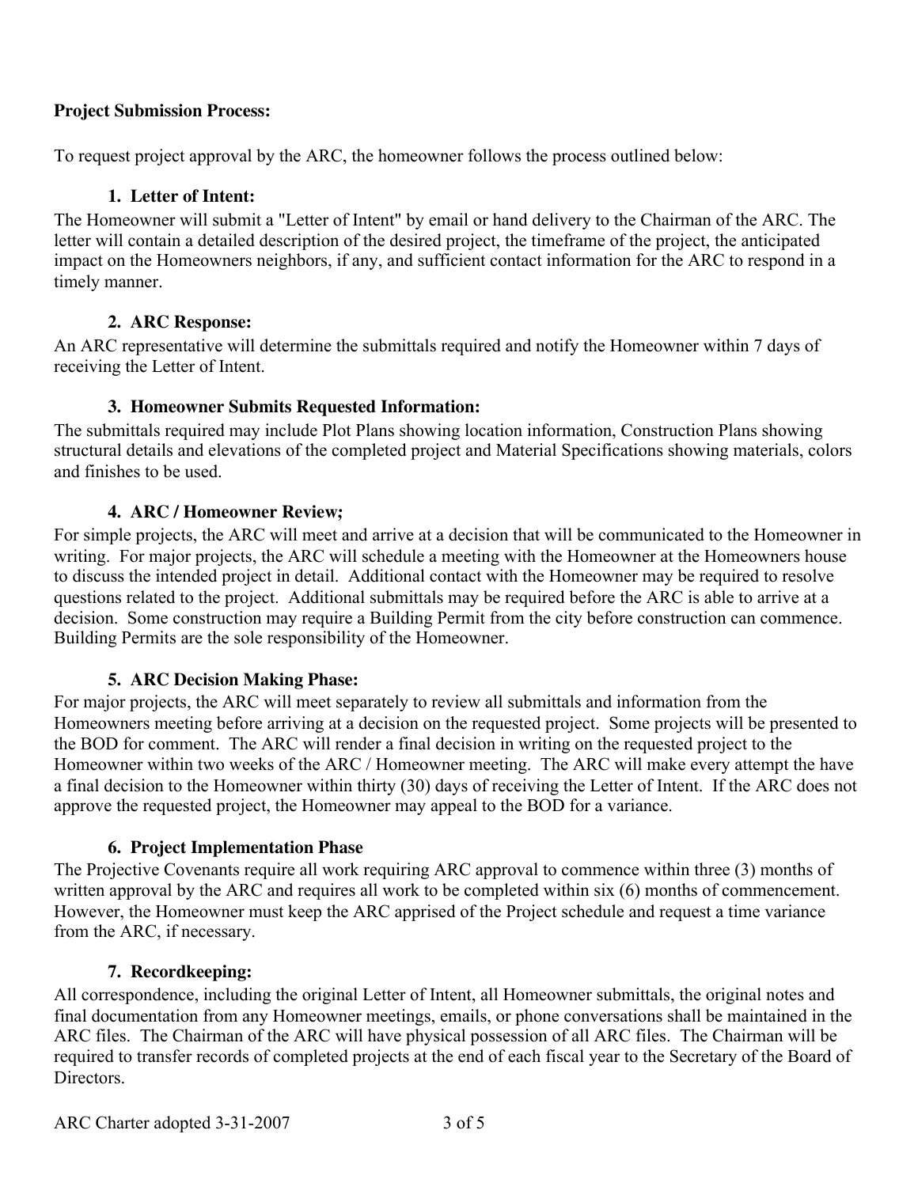**Project Submission Process:**

To request project approval by the ARC, the homeowner follows the process outlined below:

1. **Letter of Intent:**

The Homeowner will submit a "Letter of Intent" by email or hand delivery to the Chairman of the ARC. The letter will contain a detailed description of the desired project, the timeframe of the project, the anticipated impact on the Homeowners neighbors, if any, and sufficient contact information for the ARC to respond in a timely manner.

2. **ARC Response:**

An ARC representative will determine the submittals required and notify the Homeowner within 7 days of receiving the Letter of Intent.

3. **Homeowner Submits Requested Information:**

The submittals required may include Plot Plans showing location information, Construction Plans showing structural details and elevations of the completed project and Material Specifications showing materials, colors and finishes to be used.

4. **ARC / Homeowner Review;**

For simple projects, the ARC will meet and arrive at a decision that will be communicated to the Homeowner in writing. For major projects, the ARC will schedule a meeting with the Homeowner at the Homeowners house to discuss the intended project in detail. Additional contact with the Homeowner may be required to resolve questions related to the project. Additional submittals may be required before the ARC is able to arrive at a decision. Some construction may require a Building Permit from the city before construction can commence. Building Permits are the sole responsibility of the Homeowner.

5. **ARC Decision Making Phase:**

For major projects, the ARC will meet separately to review all submittals and information from the Homeowners meeting before arriving at a decision on the requested project. Some projects will be presented to the BOD for comment. The ARC will render a final decision in writing on the requested project to the Homeowner within two weeks of the ARC / Homeowner meeting. The ARC will make every attempt the have a final decision to the Homeowner within thirty (30) days of receiving the Letter of Intent. If the ARC does not approve the requested project, the Homeowner may appeal to the BOD for a variance.

6. **Project Implementation Phase**

The Projective Covenants require all work requiring ARC approval to commence within three (3) months of written approval by the ARC and requires all work to be completed within six (6) months of commencement. However, the Homeowner must keep the ARC apprised of the Project schedule and request a time variance from the ARC, if necessary.

7. **Recordkeeping:**

All correspondence, including the original Letter of Intent, all Homeowner submittals, the original notes and final documentation from any Homeowner meetings, emails, or phone conversations shall be maintained in the ARC files. The Chairman of the ARC will have physical possession of all ARC files. The Chairman will be required to transfer records of completed projects at the end of each fiscal year to the Secretary of the Board of Directors.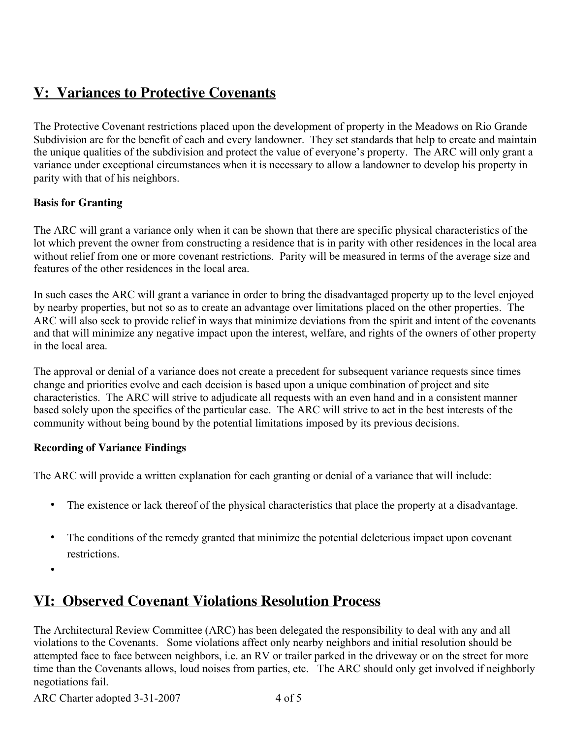## V: Variances to Protective Covenants

The Protective Covenant restrictions placed upon the development of property in the Meadows on Rio Grande Subdivision are for the benefit of each and every landowner. They set standards that help to create and maintain the unique qualities of the subdivision and protect the value of everyone's property. The ARC will only grant a variance under exceptional circumstances when it is necessary to allow a landowner to develop his property in parity with that of his neighbors.

**Basis for Granting**

The ARC will grant a variance only when it can be shown that there are specific physical characteristics of the lot which prevent the owner from constructing a residence that is in parity with other residences in the local area without relief from one or more covenant restrictions. Parity will be measured in terms of the average size and features of the other residences in the local area.

In such cases the ARC will grant a variance in order to bring the disadvantaged property up to the level enjoyed by nearby properties, but not so as to create an advantage over limitations placed on the other properties. The ARC will also seek to provide relief in ways that minimize deviations from the spirit and intent of the covenants and that will minimize any negative impact upon the interest, welfare, and rights of the owners of other property in the local area.

The approval or denial of a variance does not create a precedent for subsequent variance requests since times change and priorities evolve and each decision is based upon a unique combination of project and site characteristics. The ARC will strive to adjudicate all requests with an even hand and in a consistent manner based solely upon the specifics of the particular case. The ARC will strive to act in the best interests of the community without being bound by the potential limitations imposed by its previous decisions.

**Recording of Variance Findings**

The ARC will provide a written explanation for each granting or denial of a variance that will include:

- The existence or lack thereof of the physical characteristics that place the property at a disadvantage.
- The conditions of the remedy granted that minimize the potential deleterious impact upon covenant restrictions.

## VI: Observed Covenant Violations Resolution Process

The Architectural Review Committee (ARC) has been delegated the responsibility to deal with any and all violations to the Covenants. Some violations affect only nearby neighbors and initial resolution should be attempted face to face between neighbors, i.e. an RV or trailer parked in the driveway or on the street for more time than the Covenants allows, loud noises from parties, etc. The ARC should only get involved if neighborly negotiations fail.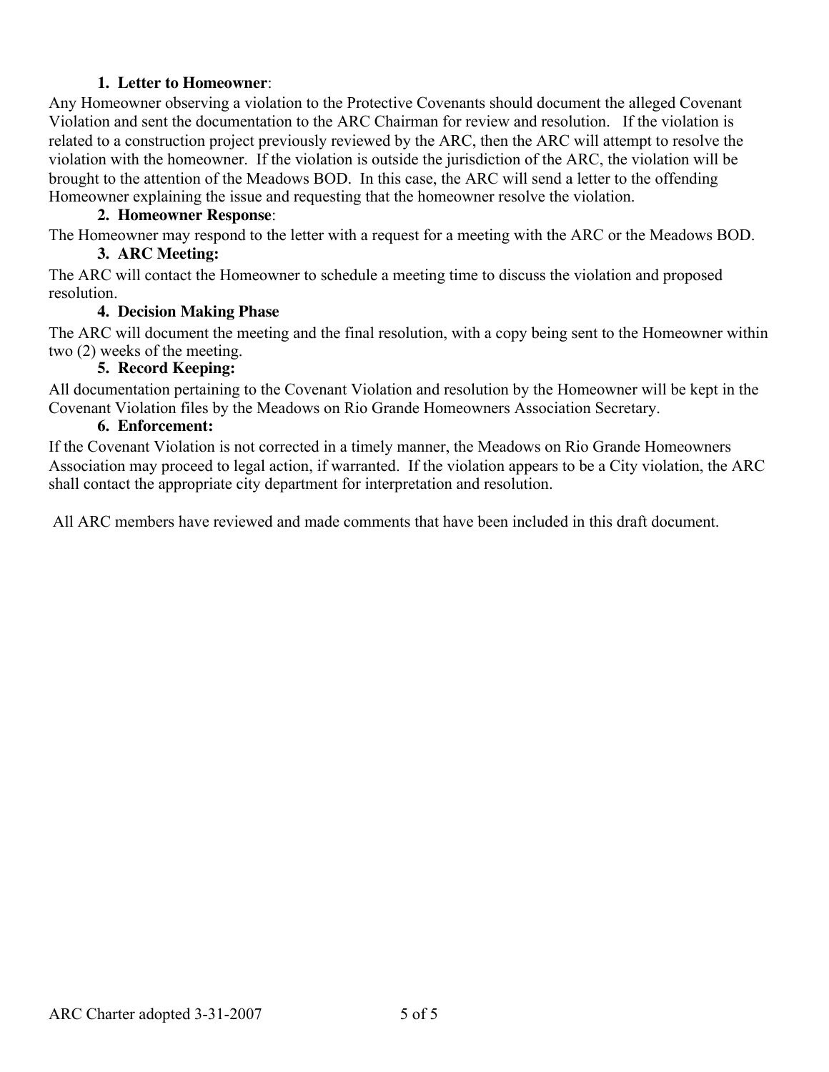1. **Letter to Homeowner**:

Any Homeowner observing a violation to the Protective Covenants should document the alleged Covenant Violation and sent the documentation to the ARC Chairman for review and resolution. If the violation is related to a construction project previously reviewed by the ARC, then the ARC will attempt to resolve the violation with the homeowner. If the violation is outside the jurisdiction of the ARC, the violation will be brought to the attention of the Meadows BOD. In this case, the ARC will send a letter to the offending Homeowner explaining the issue and requesting that the homeowner resolve the violation.

2. **Homeowner Response**:

The Homeowner may respond to the letter with a request for a meeting with the ARC or the Meadows BOD.

3. **ARC Meeting:**

The ARC will contact the Homeowner to schedule a meeting time to discuss the violation and proposed resolution.

4. **Decision Making Phase**

The ARC will document the meeting and the final resolution, with a copy being sent to the Homeowner within two (2) weeks of the meeting.

5. **Record Keeping:**

All documentation pertaining to the Covenant Violation and resolution by the Homeowner will be kept in the Covenant Violation files by the Meadows on Rio Grande Homeowners Association Secretary.

6. **Enforcement:**

If the Covenant Violation is not corrected in a timely manner, the Meadows on Rio Grande Homeowners Association may proceed to legal action, if warranted. If the violation appears to be a City violation, the ARC shall contact the appropriate city department for interpretation and resolution.

All ARC members have reviewed and made comments that have been included in this draft document.